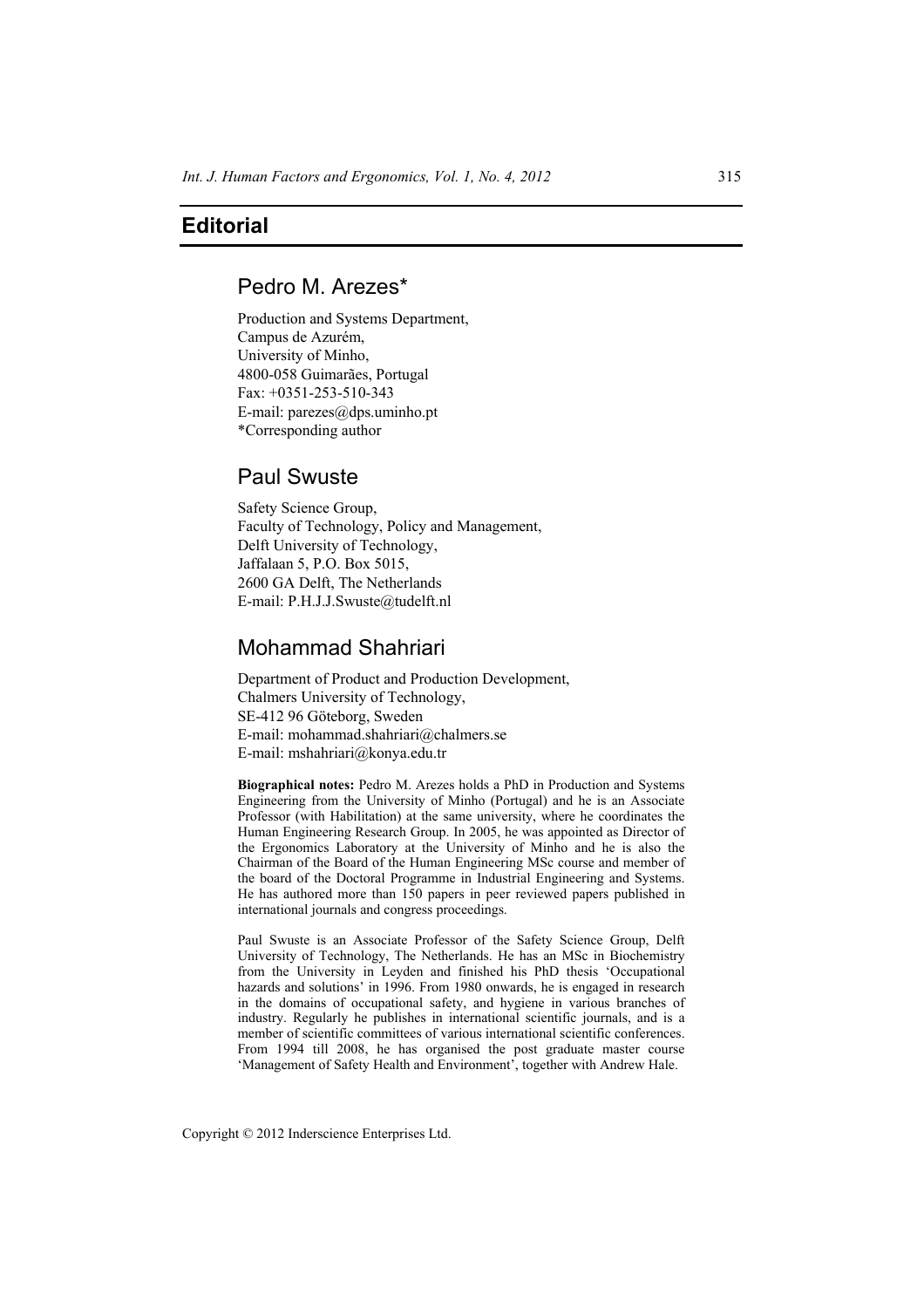# Editorial

## Pedro M. Arezes*

Production and Systems Department,
Campus de Azurém,
University of Minho,
4800-058 Guimarães, Portugal
Fax: +0351-253-510-343
E-mail: parezes@dps.uminho.pt
*Corresponding author

## Paul Swuste

Safety Science Group,
Faculty of Technology, Policy and Management,
Delft University of Technology,
Jaffalaan 5, P.O. Box 5015,
2600 GA Delft, The Netherlands
E-mail: P.H.J.J.Swuste@tudelft.nl

## Mohammad Shahriari

Department of Product and Production Development,
Chalmers University of Technology,
SE-412 96 Göteborg, Sweden
E-mail: mohammad.shahriari@chalmers.se
E-mail: mshahriari@konya.edu.tr

**Biographical notes:** Pedro M. Arezes holds a PhD in Production and Systems Engineering from the University of Minho (Portugal) and he is an Associate Professor (with Habilitation) at the same university, where he coordinates the Human Engineering Research Group. In 2005, he was appointed as Director of the Ergonomics Laboratory at the University of Minho and he is also the Chairman of the Board of the Human Engineering MSc course and member of the board of the Doctoral Programme in Industrial Engineering and Systems. He has authored more than 150 papers in peer reviewed papers published in international journals and congress proceedings.

Paul Swuste is an Associate Professor of the Safety Science Group, Delft University of Technology, The Netherlands. He has an MSc in Biochemistry from the University in Leyden and finished his PhD thesis 'Occupational hazards and solutions' in 1996. From 1980 onwards, he is engaged in research in the domains of occupational safety, and hygiene in various branches of industry. Regularly he publishes in international scientific journals, and is a member of scientific committees of various international scientific conferences. From 1994 till 2008, he has organised the post graduate master course 'Management of Safety Health and Environment', together with Andrew Hale.

Copyright © 2012 Inderscience Enterprises Ltd.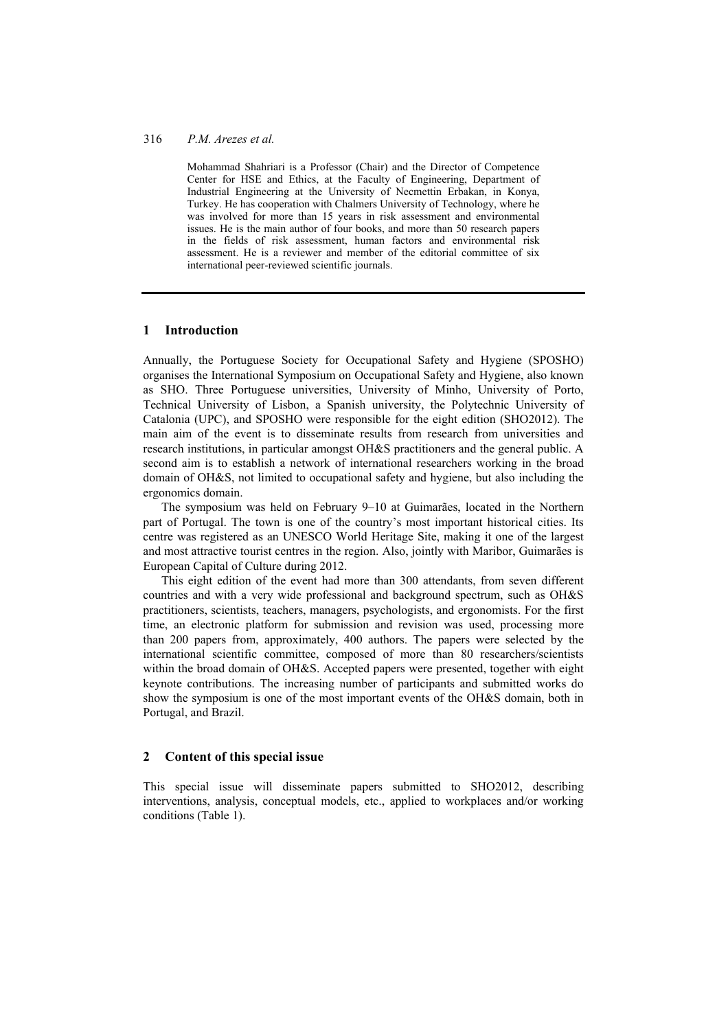Mohammad Shahriari is a Professor (Chair) and the Director of Competence Center for HSE and Ethics, at the Faculty of Engineering, Department of Industrial Engineering at the University of Necmettin Erbakan, in Konya, Turkey. He has cooperation with Chalmers University of Technology, where he was involved for more than 15 years in risk assessment and environmental issues. He is the main author of four books, and more than 50 research papers in the fields of risk assessment, human factors and environmental risk assessment. He is a reviewer and member of the editorial committee of six international peer-reviewed scientific journals.

## 1 Introduction

Annually, the Portuguese Society for Occupational Safety and Hygiene (SPOSHO) organises the International Symposium on Occupational Safety and Hygiene, also known as SHO. Three Portuguese universities, University of Minho, University of Porto, Technical University of Lisbon, a Spanish university, the Polytechnic University of Catalonia (UPC), and SPOSHO were responsible for the eight edition (SHO2012). The main aim of the event is to disseminate results from research from universities and research institutions, in particular amongst OH&S practitioners and the general public. A second aim is to establish a network of international researchers working in the broad domain of OH&S, not limited to occupational safety and hygiene, but also including the ergonomics domain.

The symposium was held on February 9–10 at Guimarães, located in the Northern part of Portugal. The town is one of the country's most important historical cities. Its centre was registered as an UNESCO World Heritage Site, making it one of the largest and most attractive tourist centres in the region. Also, jointly with Maribor, Guimarães is European Capital of Culture during 2012.

This eight edition of the event had more than 300 attendants, from seven different countries and with a very wide professional and background spectrum, such as OH&S practitioners, scientists, teachers, managers, psychologists, and ergonomists. For the first time, an electronic platform for submission and revision was used, processing more than 200 papers from, approximately, 400 authors. The papers were selected by the international scientific committee, composed of more than 80 researchers/scientists within the broad domain of OH&S. Accepted papers were presented, together with eight keynote contributions. The increasing number of participants and submitted works do show the symposium is one of the most important events of the OH&S domain, both in Portugal, and Brazil.

## 2 Content of this special issue

This special issue will disseminate papers submitted to SHO2012, describing interventions, analysis, conceptual models, etc., applied to workplaces and/or working conditions (Table 1).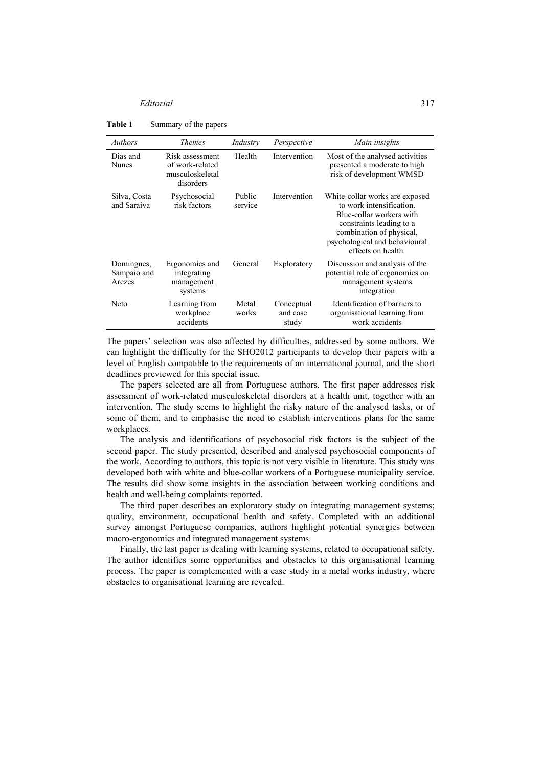**Table 1** Summary of the papers

| *Authors* | *Themes* | *Industry* | *Perspective* | *Main insights* |
|---|---|---|---|---|
| Dias and Nunes | Risk assessment of work-related musculoskeletal disorders | Health | Intervention | Most of the analysed activities presented a moderate to high risk of development WMSD |
| Silva, Costa and Saraiva | Psychosocial risk factors | Public service | Intervention | White-collar works are exposed to work intensification. Blue-collar workers with constraints leading to a combination of physical, psychological and behavioural effects on health. |
| Domingues, Sampaio and Arezes | Ergonomics and integrating management systems | General | Exploratory | Discussion and analysis of the potential role of ergonomics on management systems integration |
| Neto | Learning from workplace accidents | Metal works | Conceptual and case study | Identification of barriers to organisational learning from work accidents |

The papers' selection was also affected by difficulties, addressed by some authors. We can highlight the difficulty for the SHO2012 participants to develop their papers with a level of English compatible to the requirements of an international journal, and the short deadlines previewed for this special issue.

The papers selected are all from Portuguese authors. The first paper addresses risk assessment of work-related musculoskeletal disorders at a health unit, together with an intervention. The study seems to highlight the risky nature of the analysed tasks, or of some of them, and to emphasise the need to establish interventions plans for the same workplaces.

The analysis and identifications of psychosocial risk factors is the subject of the second paper. The study presented, described and analysed psychosocial components of the work. According to authors, this topic is not very visible in literature. This study was developed both with white and blue-collar workers of a Portuguese municipality service. The results did show some insights in the association between working conditions and health and well-being complaints reported.

The third paper describes an exploratory study on integrating management systems; quality, environment, occupational health and safety. Completed with an additional survey amongst Portuguese companies, authors highlight potential synergies between macro-ergonomics and integrated management systems.

Finally, the last paper is dealing with learning systems, related to occupational safety. The author identifies some opportunities and obstacles to this organisational learning process. The paper is complemented with a case study in a metal works industry, where obstacles to organisational learning are revealed.